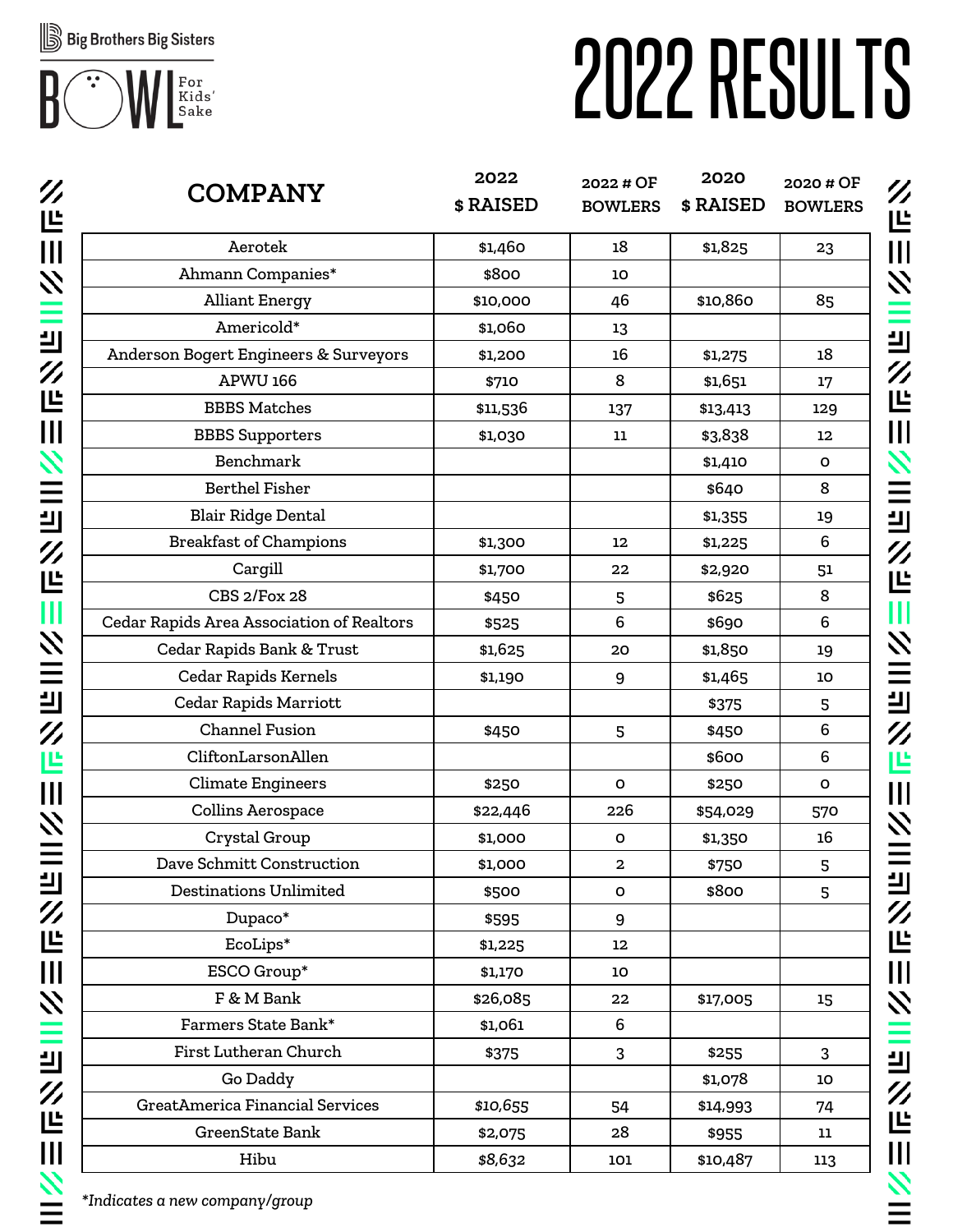Big Brothers Big Sisters

BOWL For Kids' Sake

# 2022 RESULTS

| COMPANY | 2022 $ RAISED | 2022 # OF BOWLERS | 2020 $ RAISED | 2020 # OF BOWLERS |
|---|---|---|---|---|
| Aerotek | $1,460 | 18 | $1,825 | 23 |
| Ahmann Companies* | $800 | 10 | | |
| Alliant Energy | $10,000 | 46 | $10,860 | 85 |
| Americold* | $1,060 | 13 | | |
| Anderson Bogert Engineers & Surveyors | $1,200 | 16 | $1,275 | 18 |
| APWU 166 | $710 | 8 | $1,651 | 17 |
| BBBS Matches | $11,536 | 137 | $13,413 | 129 |
| BBBS Supporters | $1,030 | 11 | $3,838 | 12 |
| Benchmark | | | $1,410 | 0 |
| Berthel Fisher | | | $640 | 8 |
| Blair Ridge Dental | | | $1,355 | 19 |
| Breakfast of Champions | $1,300 | 12 | $1,225 | 6 |
| Cargill | $1,700 | 22 | $2,920 | 51 |
| CBS 2/Fox 28 | $450 | 5 | $625 | 8 |
| Cedar Rapids Area Association of Realtors | $525 | 6 | $690 | 6 |
| Cedar Rapids Bank & Trust | $1,625 | 20 | $1,850 | 19 |
| Cedar Rapids Kernels | $1,190 | 9 | $1,465 | 10 |
| Cedar Rapids Marriott | | | $375 | 5 |
| Channel Fusion | $450 | 5 | $450 | 6 |
| CliftonLarsonAllen | | | $600 | 6 |
| Climate Engineers | $250 | 0 | $250 | 0 |
| Collins Aerospace | $22,446 | 226 | $54,029 | 570 |
| Crystal Group | $1,000 | 0 | $1,350 | 16 |
| Dave Schmitt Construction | $1,000 | 2 | $750 | 5 |
| Destinations Unlimited | $500 | 0 | $800 | 5 |
| Dupaco* | $595 | 9 | | |
| EcoLips* | $1,225 | 12 | | |
| ESCO Group* | $1,170 | 10 | | |
| F & M Bank | $26,085 | 22 | $17,005 | 15 |
| Farmers State Bank* | $1,061 | 6 | | |
| First Lutheran Church | $375 | 3 | $255 | 3 |
| Go Daddy | | | $1,078 | 10 |
| GreatAmerica Financial Services | $10,655 | 54 | $14,993 | 74 |
| GreenState Bank | $2,075 | 28 | $955 | 11 |
| Hibu | $8,632 | 101 | $10,487 | 113 |

*Indicates a new company/group*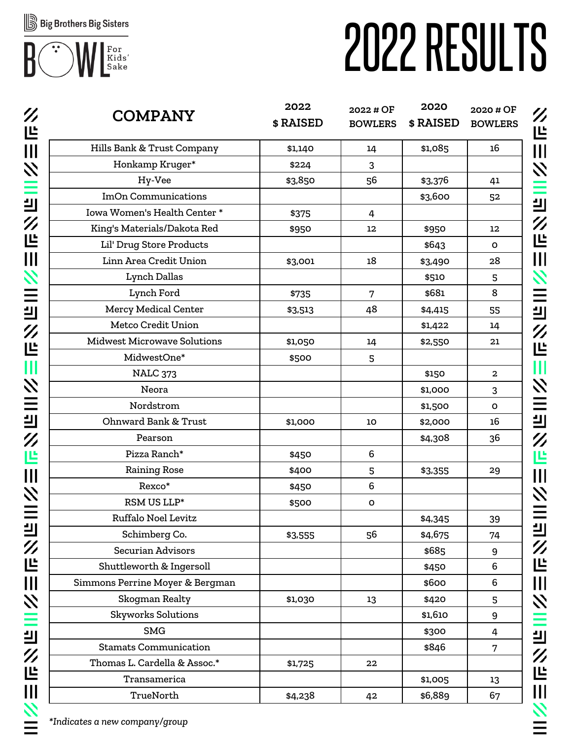Big Brothers Big Sisters

BOWL For Kids' Sake

# 2022 RESULTS

| COMPANY | 2022 $ RAISED | 2022 # OF BOWLERS | 2020 $ RAISED | 2020 # OF BOWLERS |
|---|---|---|---|---|
| Hills Bank & Trust Company | $1,140 | 14 | $1,085 | 16 |
| Honkamp Kruger* | $224 | 3 | | |
| Hy-Vee | $3,850 | 56 | $3,376 | 41 |
| ImOn Communications | | | $3,600 | 52 |
| Iowa Women's Health Center * | $375 | 4 | | |
| King's Materials/Dakota Red | $950 | 12 | $950 | 12 |
| Lil' Drug Store Products | | | $643 | 0 |
| Linn Area Credit Union | $3,001 | 18 | $3,490 | 28 |
| Lynch Dallas | | | $510 | 5 |
| Lynch Ford | $735 | 7 | $681 | 8 |
| Mercy Medical Center | $3,513 | 48 | $4,415 | 55 |
| Metco Credit Union | | | $1,422 | 14 |
| Midwest Microwave Solutions | $1,050 | 14 | $2,550 | 21 |
| MidwestOne* | $500 | 5 | | |
| NALC 373 | | | $150 | 2 |
| Neora | | | $1,000 | 3 |
| Nordstrom | | | $1,500 | 0 |
| Ohnward Bank & Trust | $1,000 | 10 | $2,000 | 16 |
| Pearson | | | $4,308 | 36 |
| Pizza Ranch* | $450 | 6 | | |
| Raining Rose | $400 | 5 | $3,355 | 29 |
| Rexco* | $450 | 6 | | |
| RSM US LLP* | $500 | 0 | | |
| Ruffalo Noel Levitz | | | $4,345 | 39 |
| Schimberg Co. | $3,555 | 56 | $4,675 | 74 |
| Securian Advisors | | | $685 | 9 |
| Shuttleworth & Ingersoll | | | $450 | 6 |
| Simmons Perrine Moyer & Bergman | | | $600 | 6 |
| Skogman Realty | $1,030 | 13 | $420 | 5 |
| Skyworks Solutions | | | $1,610 | 9 |
| SMG | | | $300 | 4 |
| Stamats Communication | | | $846 | 7 |
| Thomas L. Cardella & Assoc.* | $1,725 | 22 | | |
| Transamerica | | | $1,005 | 13 |
| TrueNorth | $4,238 | 42 | $6,889 | 67 |

*Indicates a new company/group*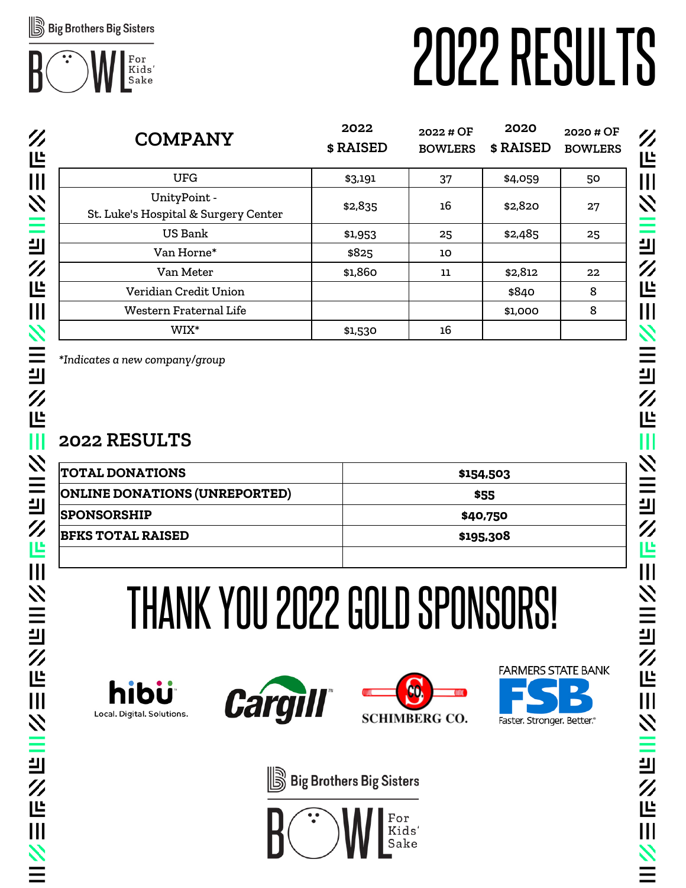# 2022 RESULTS

| COMPANY | 2022 $ RAISED | 2022 # OF BOWLERS | 2020 $ RAISED | 2020 # OF BOWLERS |
|---|---|---|---|---|
| UFG | $3,191 | 37 | $4,059 | 50 |
| UnityPoint - St. Luke's Hospital & Surgery Center | $2,835 | 16 | $2,820 | 27 |
| US Bank | $1,953 | 25 | $2,485 | 25 |
| Van Horne* | $825 | 10 | | |
| Van Meter | $1,860 | 11 | $2,812 | 22 |
| Veridian Credit Union | | | $840 | 8 |
| Western Fraternal Life | | | $1,000 | 8 |
| WIX* | $1,530 | 16 | | |

*\*Indicates a new company/group*

## 2022 RESULTS

| | |
|---|---|
| **TOTAL DONATIONS** | **$154,503** |
| **ONLINE DONATIONS (UNREPORTED)** | **$55** |
| **SPONSORSHIP** | **$40,750** |
| **BFKS TOTAL RAISED** | **$195,308** |
| | |

# THANK YOU 2022 GOLD SPONSORS!

hibu Local. Digital. Solutions.

Cargill

SCHIMBERG CO.

FARMERS STATE BANK FSB Faster. Stronger. Better.

Big Brothers Big Sisters BOWL For Kids' Sake